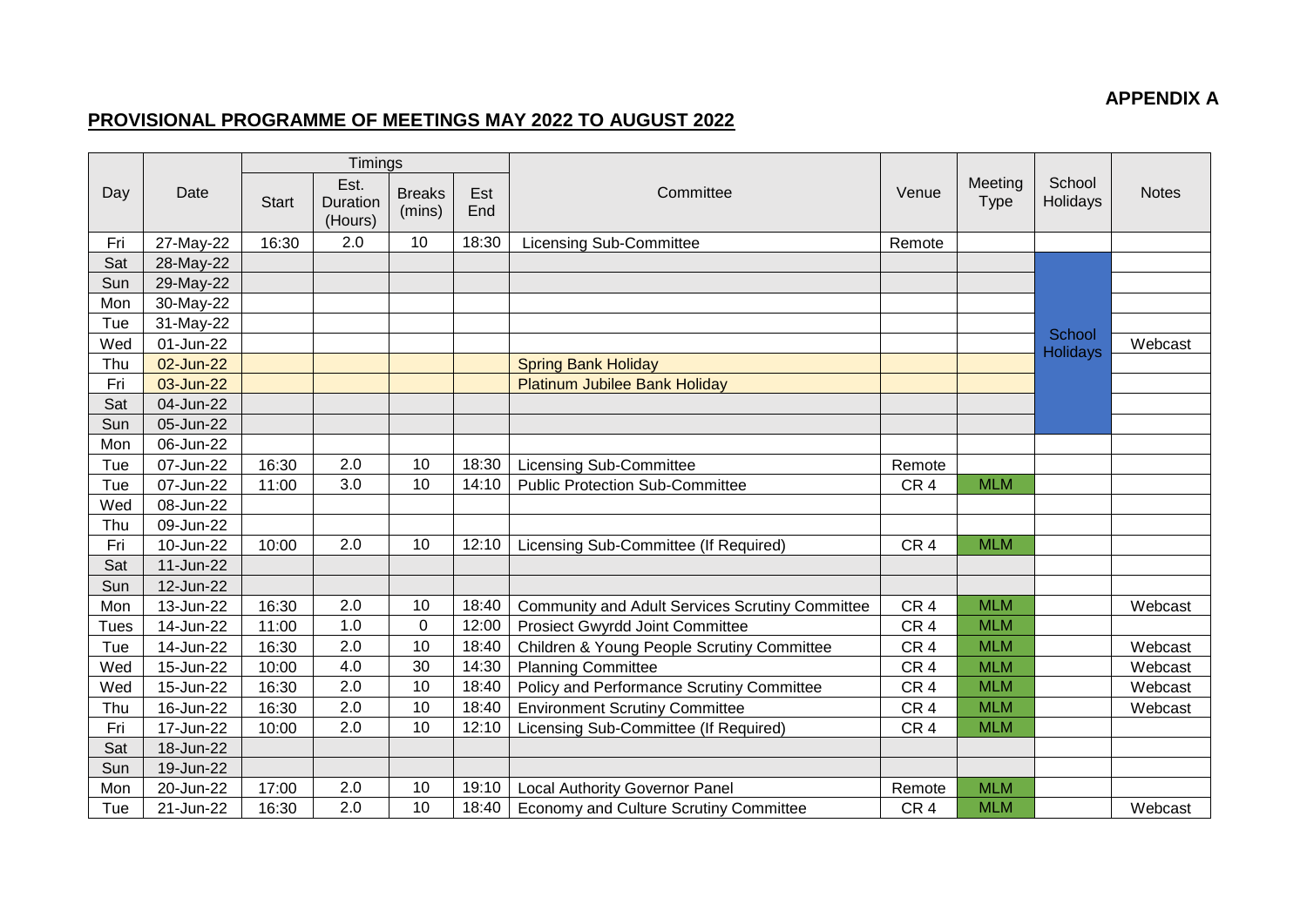**APPENDIX A**

## PROVISIONAL PROGRAMME OF MEETINGS MAY 2022 TO AUGUST 2022

| Day | Date | Timings | | | | Committee | Venue | Meeting Type | School Holidays | Notes |
|---|---|---|---|---|---|---|---|---|---|---|
| | | Start | Est. Duration (Hours) | Breaks (mins) | Est End | | | | | |
| Fri | 27-May-22 | 16:30 | 2.0 | 10 | 18:30 | Licensing Sub-Committee | Remote | | | |
| Sat | 28-May-22 | | | | | | | | School Holidays | |
| Sun | 29-May-22 | | | | | | | | | |
| Mon | 30-May-22 | | | | | | | | | |
| Tue | 31-May-22 | | | | | | | | | |
| Wed | 01-Jun-22 | | | | | | | | | Webcast |
| Thu | 02-Jun-22 | | | | | Spring Bank Holiday | | | | |
| Fri | 03-Jun-22 | | | | | Platinum Jubilee Bank Holiday | | | | |
| Sat | 04-Jun-22 | | | | | | | | | |
| Sun | 05-Jun-22 | | | | | | | | | |
| Mon | 06-Jun-22 | | | | | | | | | |
| Tue | 07-Jun-22 | 16:30 | 2.0 | 10 | 18:30 | Licensing Sub-Committee | Remote | | | |
| Tue | 07-Jun-22 | 11:00 | 3.0 | 10 | 14:10 | Public Protection Sub-Committee | CR 4 | MLM | | |
| Wed | 08-Jun-22 | | | | | | | | | |
| Thu | 09-Jun-22 | | | | | | | | | |
| Fri | 10-Jun-22 | 10:00 | 2.0 | 10 | 12:10 | Licensing Sub-Committee (If Required) | CR 4 | MLM | | |
| Sat | 11-Jun-22 | | | | | | | | | |
| Sun | 12-Jun-22 | | | | | | | | | |
| Mon | 13-Jun-22 | 16:30 | 2.0 | 10 | 18:40 | Community and Adult Services Scrutiny Committee | CR 4 | MLM | | Webcast |
| Tues | 14-Jun-22 | 11:00 | 1.0 | 0 | 12:00 | Prosiect Gwyrdd Joint Committee | CR 4 | MLM | | |
| Tue | 14-Jun-22 | 16:30 | 2.0 | 10 | 18:40 | Children & Young People Scrutiny Committee | CR 4 | MLM | | Webcast |
| Wed | 15-Jun-22 | 10:00 | 4.0 | 30 | 14:30 | Planning Committee | CR 4 | MLM | | Webcast |
| Wed | 15-Jun-22 | 16:30 | 2.0 | 10 | 18:40 | Policy and Performance Scrutiny Committee | CR 4 | MLM | | Webcast |
| Thu | 16-Jun-22 | 16:30 | 2.0 | 10 | 18:40 | Environment Scrutiny Committee | CR 4 | MLM | | Webcast |
| Fri | 17-Jun-22 | 10:00 | 2.0 | 10 | 12:10 | Licensing Sub-Committee (If Required) | CR 4 | MLM | | |
| Sat | 18-Jun-22 | | | | | | | | | |
| Sun | 19-Jun-22 | | | | | | | | | |
| Mon | 20-Jun-22 | 17:00 | 2.0 | 10 | 19:10 | Local Authority Governor Panel | Remote | MLM | | |
| Tue | 21-Jun-22 | 16:30 | 2.0 | 10 | 18:40 | Economy and Culture Scrutiny Committee | CR 4 | MLM | | Webcast |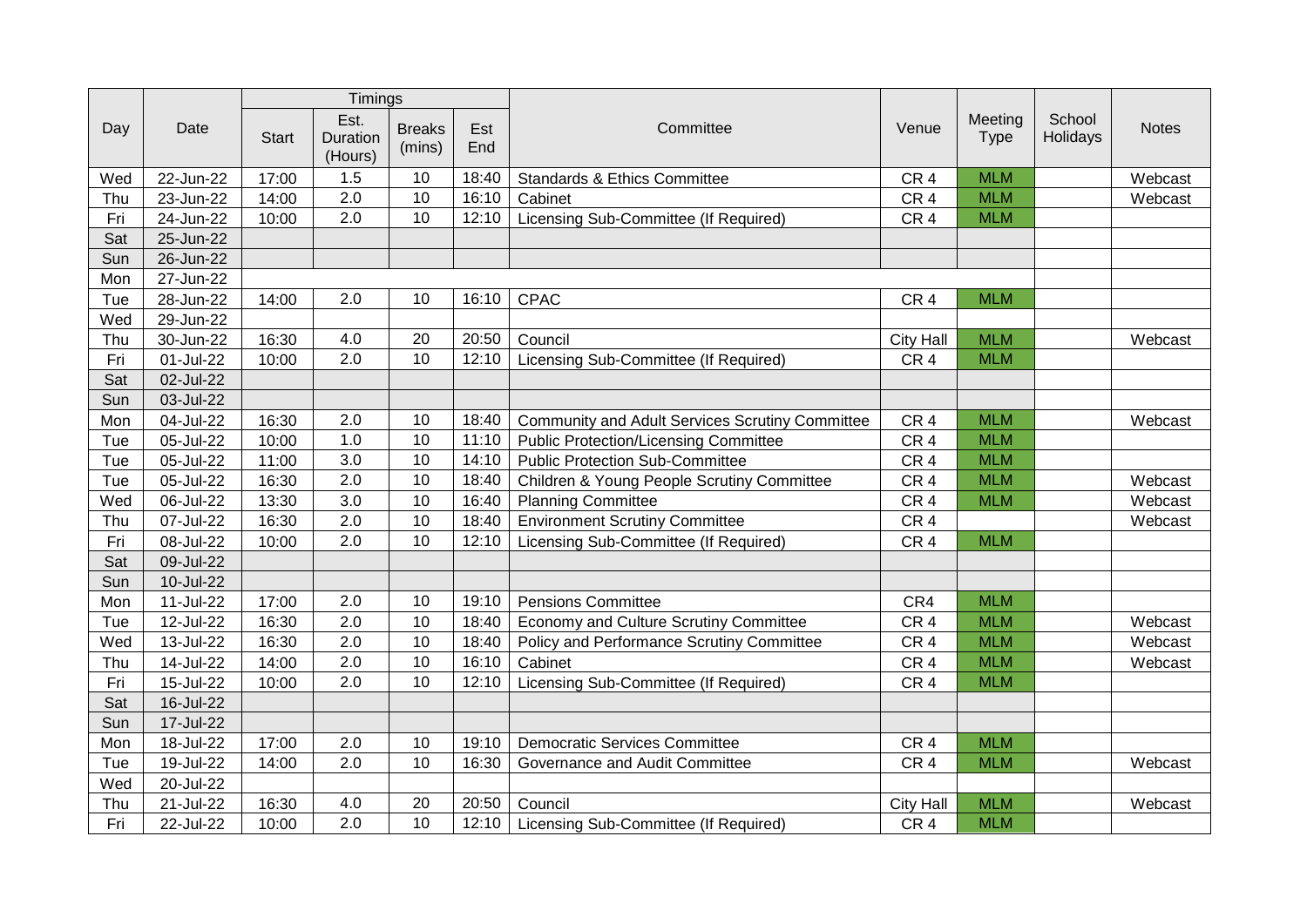| Day | Date | Timings | | | | Committee | Venue | Meeting Type | School Holidays | Notes |
|---|---|---|---|---|---|---|---|---|---|---|
| | | Start | Est. Duration (Hours) | Breaks (mins) | Est End | | | | | |
| Wed | 22-Jun-22 | 17:00 | 1.5 | 10 | 18:40 | Standards & Ethics Committee | CR 4 | MLM | | Webcast |
| Thu | 23-Jun-22 | 14:00 | 2.0 | 10 | 16:10 | Cabinet | CR 4 | MLM | | Webcast |
| Fri | 24-Jun-22 | 10:00 | 2.0 | 10 | 12:10 | Licensing Sub-Committee (If Required) | CR 4 | MLM | | |
| Sat | 25-Jun-22 | | | | | | | | | |
| Sun | 26-Jun-22 | | | | | | | | | |
| Mon | 27-Jun-22 | | | | | | | | | |
| Tue | 28-Jun-22 | 14:00 | 2.0 | 10 | 16:10 | CPAC | CR 4 | MLM | | |
| Wed | 29-Jun-22 | | | | | | | | | |
| Thu | 30-Jun-22 | 16:30 | 4.0 | 20 | 20:50 | Council | City Hall | MLM | | Webcast |
| Fri | 01-Jul-22 | 10:00 | 2.0 | 10 | 12:10 | Licensing Sub-Committee (If Required) | CR 4 | MLM | | |
| Sat | 02-Jul-22 | | | | | | | | | |
| Sun | 03-Jul-22 | | | | | | | | | |
| Mon | 04-Jul-22 | 16:30 | 2.0 | 10 | 18:40 | Community and Adult Services Scrutiny Committee | CR 4 | MLM | | Webcast |
| Tue | 05-Jul-22 | 10:00 | 1.0 | 10 | 11:10 | Public Protection/Licensing Committee | CR 4 | MLM | | |
| Tue | 05-Jul-22 | 11:00 | 3.0 | 10 | 14:10 | Public Protection Sub-Committee | CR 4 | MLM | | |
| Tue | 05-Jul-22 | 16:30 | 2.0 | 10 | 18:40 | Children & Young People Scrutiny Committee | CR 4 | MLM | | Webcast |
| Wed | 06-Jul-22 | 13:30 | 3.0 | 10 | 16:40 | Planning Committee | CR 4 | MLM | | Webcast |
| Thu | 07-Jul-22 | 16:30 | 2.0 | 10 | 18:40 | Environment Scrutiny Committee | CR 4 | | | Webcast |
| Fri | 08-Jul-22 | 10:00 | 2.0 | 10 | 12:10 | Licensing Sub-Committee (If Required) | CR 4 | MLM | | |
| Sat | 09-Jul-22 | | | | | | | | | |
| Sun | 10-Jul-22 | | | | | | | | | |
| Mon | 11-Jul-22 | 17:00 | 2.0 | 10 | 19:10 | Pensions Committee | CR4 | MLM | | |
| Tue | 12-Jul-22 | 16:30 | 2.0 | 10 | 18:40 | Economy and Culture Scrutiny Committee | CR 4 | MLM | | Webcast |
| Wed | 13-Jul-22 | 16:30 | 2.0 | 10 | 18:40 | Policy and Performance Scrutiny Committee | CR 4 | MLM | | Webcast |
| Thu | 14-Jul-22 | 14:00 | 2.0 | 10 | 16:10 | Cabinet | CR 4 | MLM | | Webcast |
| Fri | 15-Jul-22 | 10:00 | 2.0 | 10 | 12:10 | Licensing Sub-Committee (If Required) | CR 4 | MLM | | |
| Sat | 16-Jul-22 | | | | | | | | | |
| Sun | 17-Jul-22 | | | | | | | | | |
| Mon | 18-Jul-22 | 17:00 | 2.0 | 10 | 19:10 | Democratic Services Committee | CR 4 | MLM | | |
| Tue | 19-Jul-22 | 14:00 | 2.0 | 10 | 16:30 | Governance and Audit Committee | CR 4 | MLM | | Webcast |
| Wed | 20-Jul-22 | | | | | | | | | |
| Thu | 21-Jul-22 | 16:30 | 4.0 | 20 | 20:50 | Council | City Hall | MLM | | Webcast |
| Fri | 22-Jul-22 | 10:00 | 2.0 | 10 | 12:10 | Licensing Sub-Committee (If Required) | CR 4 | MLM | | |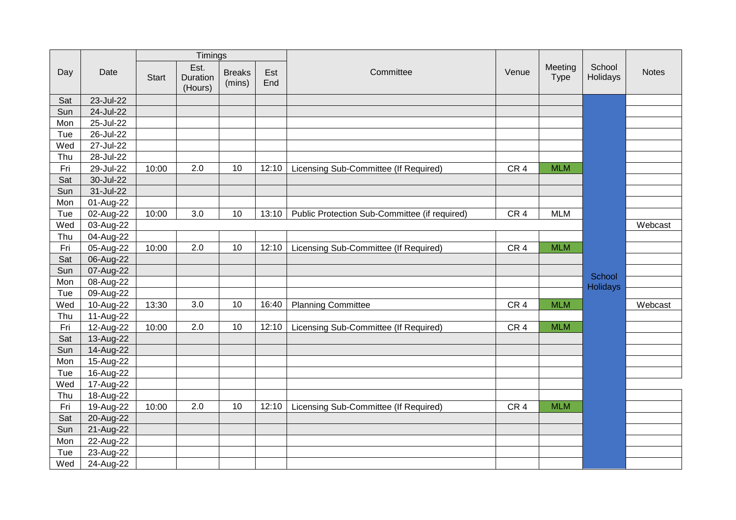| Day | Date | Timings | | | | Committee | Venue | Meeting Type | School Holidays | Notes |
|---|---|---|---|---|---|---|---|---|---|---|
| | | Start | Est. Duration (Hours) | Breaks (mins) | Est End | | | | | |
| Sat | 23-Jul-22 | | | | | | | | School Holidays | |
| Sun | 24-Jul-22 | | | | | | | | | |
| Mon | 25-Jul-22 | | | | | | | | | |
| Tue | 26-Jul-22 | | | | | | | | | |
| Wed | 27-Jul-22 | | | | | | | | | |
| Thu | 28-Jul-22 | | | | | | | | | |
| Fri | 29-Jul-22 | 10:00 | 2.0 | 10 | 12:10 | Licensing Sub-Committee (If Required) | CR 4 | MLM | | |
| Sat | 30-Jul-22 | | | | | | | | | |
| Sun | 31-Jul-22 | | | | | | | | | |
| Mon | 01-Aug-22 | | | | | | | | | |
| Tue | 02-Aug-22 | 10:00 | 3.0 | 10 | 13:10 | Public Protection Sub-Committee (if required) | CR 4 | MLM | | |
| Wed | 03-Aug-22 | | | | | | | | | Webcast |
| Thu | 04-Aug-22 | | | | | | | | | |
| Fri | 05-Aug-22 | 10:00 | 2.0 | 10 | 12:10 | Licensing Sub-Committee (If Required) | CR 4 | MLM | | |
| Sat | 06-Aug-22 | | | | | | | | | |
| Sun | 07-Aug-22 | | | | | | | | | |
| Mon | 08-Aug-22 | | | | | | | | | |
| Tue | 09-Aug-22 | | | | | | | | | |
| Wed | 10-Aug-22 | 13:30 | 3.0 | 10 | 16:40 | Planning Committee | CR 4 | MLM | | Webcast |
| Thu | 11-Aug-22 | | | | | | | | | |
| Fri | 12-Aug-22 | 10:00 | 2.0 | 10 | 12:10 | Licensing Sub-Committee (If Required) | CR 4 | MLM | | |
| Sat | 13-Aug-22 | | | | | | | | | |
| Sun | 14-Aug-22 | | | | | | | | | |
| Mon | 15-Aug-22 | | | | | | | | | |
| Tue | 16-Aug-22 | | | | | | | | | |
| Wed | 17-Aug-22 | | | | | | | | | |
| Thu | 18-Aug-22 | | | | | | | | | |
| Fri | 19-Aug-22 | 10:00 | 2.0 | 10 | 12:10 | Licensing Sub-Committee (If Required) | CR 4 | MLM | | |
| Sat | 20-Aug-22 | | | | | | | | | |
| Sun | 21-Aug-22 | | | | | | | | | |
| Mon | 22-Aug-22 | | | | | | | | | |
| Tue | 23-Aug-22 | | | | | | | | | |
| Wed | 24-Aug-22 | | | | | | | | | |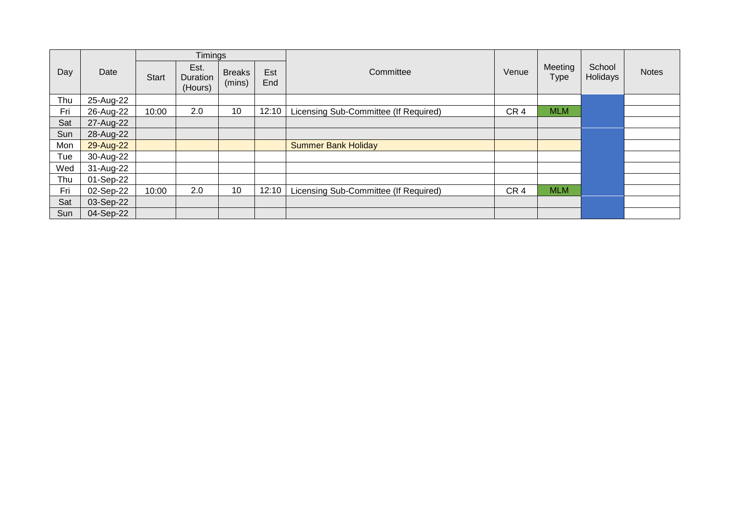| Day | Date | Timings | | | | Committee | Venue | Meeting Type | School Holidays | Notes |
|---|---|---|---|---|---|---|---|---|---|---|
| | | Start | Est. Duration (Hours) | Breaks (mins) | Est End | | | | | |
| Thu | 25-Aug-22 | | | | | | | | | |
| Fri | 26-Aug-22 | 10:00 | 2.0 | 10 | 12:10 | Licensing Sub-Committee (If Required) | CR 4 | MLM | | |
| Sat | 27-Aug-22 | | | | | | | | | |
| Sun | 28-Aug-22 | | | | | | | | | |
| Mon | 29-Aug-22 | | | | | Summer Bank Holiday | | | | |
| Tue | 30-Aug-22 | | | | | | | | | |
| Wed | 31-Aug-22 | | | | | | | | | |
| Thu | 01-Sep-22 | | | | | | | | | |
| Fri | 02-Sep-22 | 10:00 | 2.0 | 10 | 12:10 | Licensing Sub-Committee (If Required) | CR 4 | MLM | | |
| Sat | 03-Sep-22 | | | | | | | | | |
| Sun | 04-Sep-22 | | | | | | | | | |